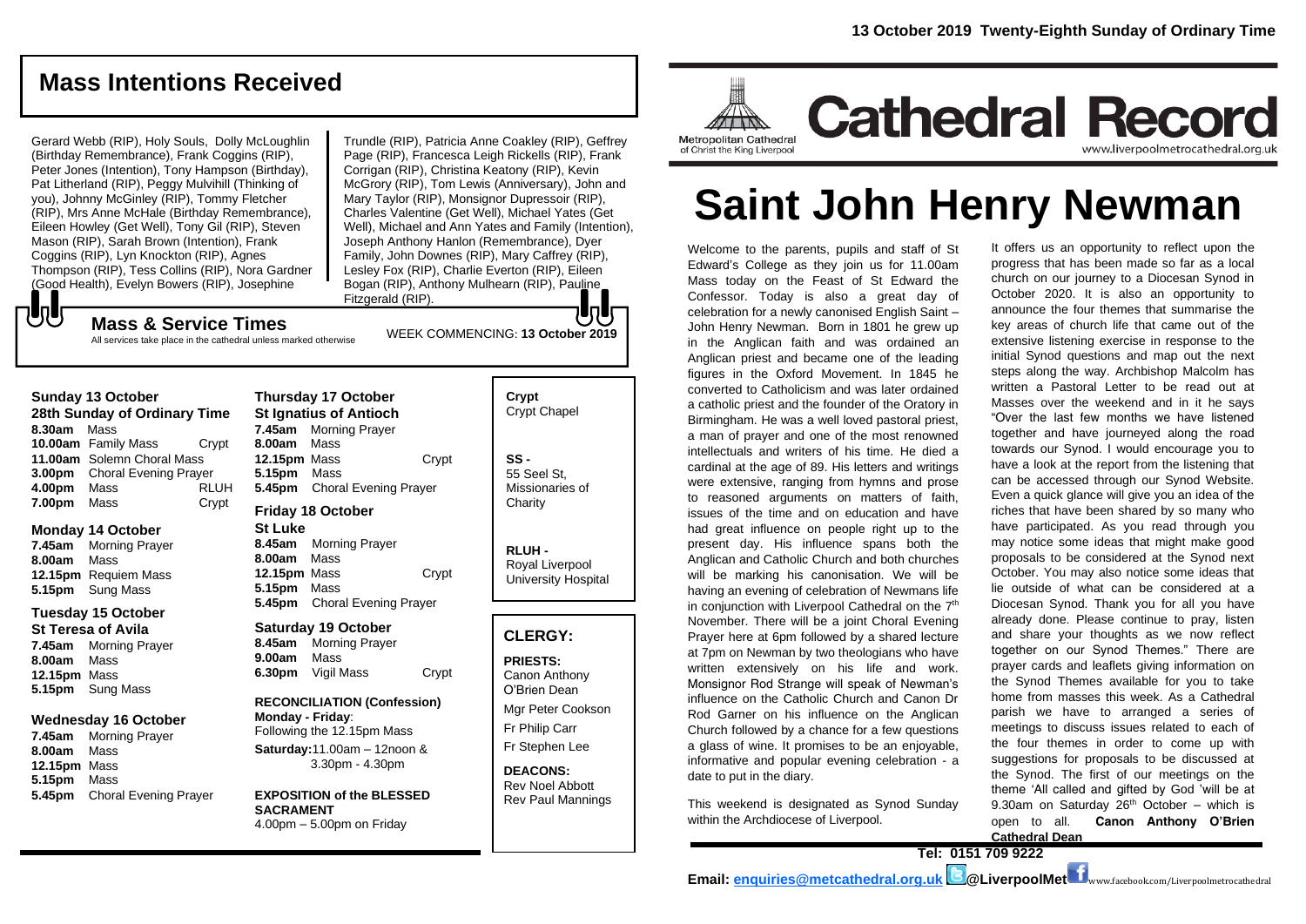13 October 2019 Twenty-Eighth Sunday of Ordinary Time

# Cathedral Record

Metropolitan Cathedral of Christ the King Liverpool

www.liverpoolmetrocathedral.org.uk

# Saint John Henry Newman

Welcome to the parents, pupils and staff of St Edward's College as they join us for 11.00am Mass today on the Feast of St Edward the Confessor. Today is also a great day of celebration for a newly canonised English Saint – John Henry Newman. Born in 1801 he grew up in the Anglican faith and was ordained an Anglican priest and became one of the leading figures in the Oxford Movement. In 1845 he converted to Catholicism and was later ordained a catholic priest and the founder of the Oratory in Birmingham. He was a well loved pastoral priest, a man of prayer and one of the most renowned intellectuals and writers of his time. He died a cardinal at the age of 89. His letters and writings were extensive, ranging from hymns and prose to reasoned arguments on matters of faith, issues of the time and on education and have had great influence on people right up to the present day. His influence spans both the Anglican and Catholic Church and both churches will be marking his canonisation. We will be having an evening of celebration of Newmans life in conjunction with Liverpool Cathedral on the 7th November. There will be a joint Choral Evening Prayer here at 6pm followed by a shared lecture at 7pm on Newman by two theologians who have written extensively on his life and work. Monsignor Rod Strange will speak of Newman's influence on the Catholic Church and Canon Dr Rod Garner on his influence on the Anglican Church followed by a chance for a few questions a glass of wine. It promises to be an enjoyable, informative and popular evening celebration - a date to put in the diary.

This weekend is designated as Synod Sunday within the Archdiocese of Liverpool.

It offers us an opportunity to reflect upon the progress that has been made so far as a local church on our journey to a Diocesan Synod in October 2020. It is also an opportunity to announce the four themes that summarise the key areas of church life that came out of the extensive listening exercise in response to the initial Synod questions and map out the next steps along the way. Archbishop Malcolm has written a Pastoral Letter to be read out at Masses over the weekend and in it he says "Over the last few months we have listened together and have journeyed along the road towards our Synod. I would encourage you to have a look at the report from the listening that can be accessed through our Synod Website. Even a quick glance will give you an idea of the riches that have been shared by so many who have participated. As you read through you may notice some ideas that might make good proposals to be considered at the Synod next October. You may also notice some ideas that lie outside of what can be considered at a Diocesan Synod. Thank you for all you have already done. Please continue to pray, listen and share your thoughts as we now reflect together on our Synod Themes." There are prayer cards and leaflets giving information on the Synod Themes available for you to take home from masses this week. As a Cathedral parish we have to arranged a series of meetings to discuss issues related to each of the four themes in order to come up with suggestions for proposals to be discussed at the Synod. The first of our meetings on the theme 'All called and gifted by God 'will be at 9.30am on Saturday 26th October – which is open to all. **Canon Anthony O'Brien Cathedral Dean**

**Tel: 0151 709 9222**

**Email: enquiries@metcathedral.org.uk @LiverpoolMet** www.facebook.com/Liverpoolmetrocathedral

## Mass Intentions Received

Gerard Webb (RIP), Holy Souls, Dolly McLoughlin (Birthday Remembrance), Frank Coggins (RIP), Peter Jones (Intention), Tony Hampson (Birthday), Pat Litherland (RIP), Peggy Mulvihill (Thinking of you), Johnny McGinley (RIP), Tommy Fletcher (RIP), Mrs Anne McHale (Birthday Remembrance), Eileen Howley (Get Well), Tony Gil (RIP), Steven Mason (RIP), Sarah Brown (Intention), Frank Coggins (RIP), Lyn Knockton (RIP), Agnes Thompson (RIP), Tess Collins (RIP), Nora Gardner (Good Health), Evelyn Bowers (RIP), Josephine Trundle (RIP), Patricia Anne Coakley (RIP), Geffrey Page (RIP), Francesca Leigh Rickells (RIP), Frank Corrigan (RIP), Christina Keatony (RIP), Kevin McGrory (RIP), Tom Lewis (Anniversary), John and Mary Taylor (RIP), Monsignor Dupressoir (RIP), Charles Valentine (Get Well), Michael Yates (Get Well), Michael and Ann Yates and Family (Intention), Joseph Anthony Hanlon (Remembrance), Dyer Family, John Downes (RIP), Mary Caffrey (RIP), Lesley Fox (RIP), Charlie Everton (RIP), Eileen Bogan (RIP), Anthony Mulhearn (RIP), Pauline Fitzgerald (RIP).

## Mass & Service Times

All services take place in the cathedral unless marked otherwise

WEEK COMMENCING: **13 October 2019**

### Sunday 13 October
**28th Sunday of Ordinary Time**

- **8.30am** Mass
- **10.00am** Family Mass — Crypt
- **11.00am** Solemn Choral Mass
- **3.00pm** Choral Evening Prayer
- **4.00pm** Mass — RLUH
- **7.00pm** Mass — Crypt

### Monday 14 October

- **7.45am** Morning Prayer
- **8.00am** Mass
- **12.15pm** Requiem Mass
- **5.15pm** Sung Mass

### Tuesday 15 October
**St Teresa of Avila**

- **7.45am** Morning Prayer
- **8.00am** Mass
- **12.15pm** Mass
- **5.15pm** Sung Mass

### Wednesday 16 October

- **7.45am** Morning Prayer
- **8.00am** Mass
- **12.15pm** Mass
- **5.15pm** Mass
- **5.45pm** Choral Evening Prayer

### Thursday 17 October
**St Ignatius of Antioch**

- **7.45am** Morning Prayer
- **8.00am** Mass
- **12.15pm** Mass — Crypt
- **5.15pm** Mass
- **5.45pm** Choral Evening Prayer

### Friday 18 October
**St Luke**

- **8.45am** Morning Prayer
- **8.00am** Mass
- **12.15pm** Mass — Crypt
- **5.15pm** Mass
- **5.45pm** Choral Evening Prayer

### Saturday 19 October

- **8.45am** Morning Prayer
- **9.00am** Mass
- **6.30pm** Vigil Mass — Crypt

**RECONCILIATION (Confession)**
**Monday - Friday**: Following the 12.15pm Mass
**Saturday:** 11.00am – 12noon & 3.30pm - 4.30pm

**EXPOSITION of the BLESSED SACRAMENT**
4.00pm – 5.00pm on Friday

**Crypt** Crypt Chapel

**SS -** 55 Seel St, Missionaries of Charity

**RLUH -** Royal Liverpool University Hospital

## CLERGY:

**PRIESTS:**
Canon Anthony O'Brien Dean
Mgr Peter Cookson
Fr Philip Carr
Fr Stephen Lee

**DEACONS:**
Rev Noel Abbott
Rev Paul Mannings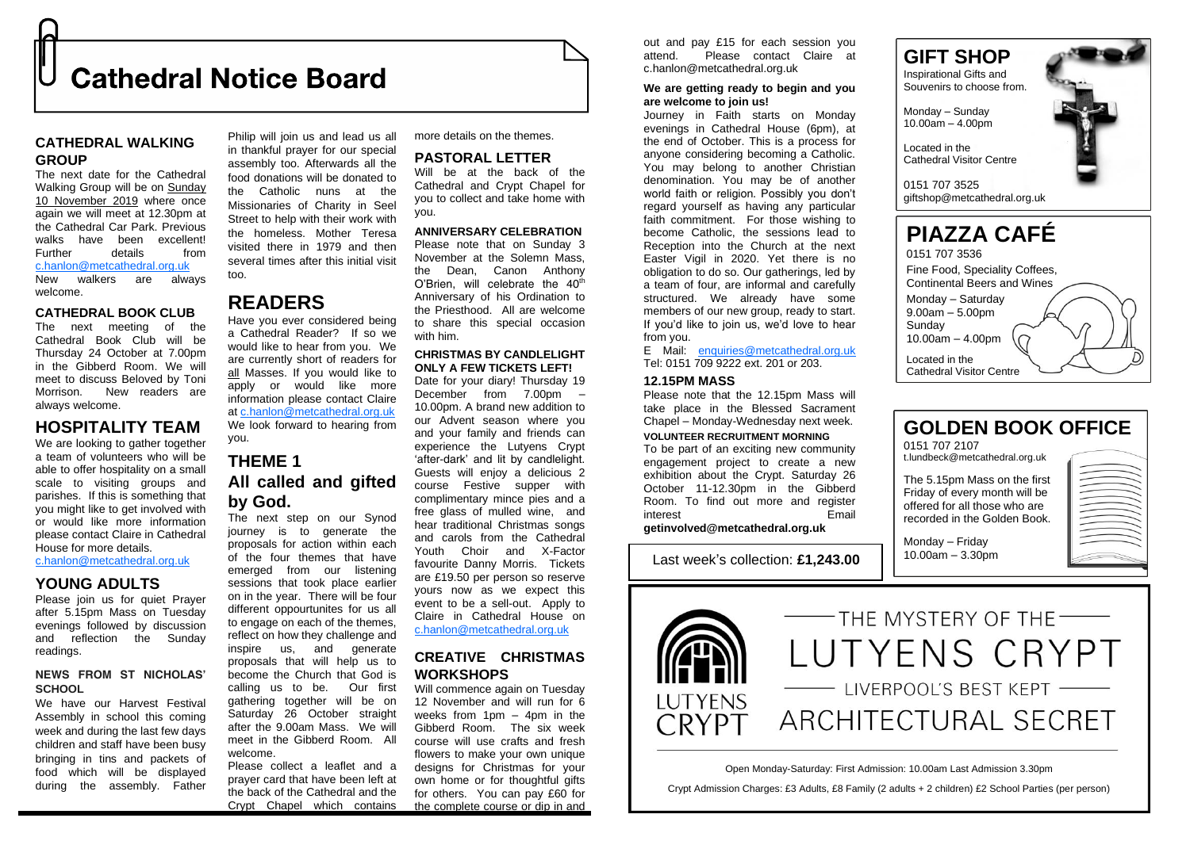# Cathedral Notice Board

## CATHEDRAL WALKING GROUP

The next date for the Cathedral Walking Group will be on Sunday 10 November 2019 where once again we will meet at 12.30pm at the Cathedral Car Park. Previous walks have been excellent! Further details from c.hanlon@metcathedral.org.uk New walkers are always welcome.

### CATHEDRAL BOOK CLUB

The next meeting of the Cathedral Book Club will be Thursday 24 October at 7.00pm in the Gibberd Room. We will meet to discuss Beloved by Toni Morrison. New readers are always welcome.

## HOSPITALITY TEAM

We are looking to gather together a team of volunteers who will be able to offer hospitality on a small scale to visiting groups and parishes. If this is something that you might like to get involved with or would like more information please contact Claire in Cathedral House for more details. c.hanlon@metcathedral.org.uk

## YOUNG ADULTS

Please join us for quiet Prayer after 5.15pm Mass on Tuesday evenings followed by discussion and reflection the Sunday readings.

### NEWS FROM ST NICHOLAS' SCHOOL

We have our Harvest Festival Assembly in school this coming week and during the last few days children and staff have been busy bringing in tins and packets of food which will be displayed during the assembly. Father Philip will join us and lead us all in thankful prayer for our special assembly too. Afterwards all the food donations will be donated to the Catholic nuns at the Missionaries of Charity in Seel Street to help with their work with the homeless. Mother Teresa visited there in 1979 and then several times after this initial visit too.

# READERS

Have you ever considered being a Cathedral Reader? If so we would like to hear from you. We are currently short of readers for all Masses. If you would like to apply or would like more information please contact Claire at c.hanlon@metcathedral.org.uk We look forward to hearing from you.

## THEME 1
## All called and gifted by God.

The next step on our Synod journey is to generate the proposals for action within each of the four themes that have emerged from our listening sessions that took place earlier on in the year. There will be four different oppourtunites for us all to engage on each of the themes, reflect on how they challenge and inspire us, and generate proposals that will help us to become the Church that God is calling us to be. Our first gathering together will be on Saturday 26 October straight after the 9.00am Mass. We will meet in the Gibberd Room. All welcome.

Please collect a leaflet and a prayer card that have been left at the back of the Cathedral and the Crypt Chapel which contains more details on the themes.

### PASTORAL LETTER

Will be at the back of the Cathedral and Crypt Chapel for you to collect and take home with you.

#### ANNIVERSARY CELEBRATION

Please note that on Sunday 3 November at the Solemn Mass, the Dean, Canon Anthony O'Brien, will celebrate the 40th Anniversary of his Ordination to the Priesthood. All are welcome to share this special occasion with him.

#### CHRISTMAS BY CANDLELIGHT ONLY A FEW TICKETS LEFT!

Date for your diary! Thursday 19 December from 7.00pm – 10.00pm. A brand new addition to our Advent season where you and your family and friends can experience the Lutyens Crypt 'after-dark' and lit by candlelight. Guests will enjoy a delicious 2 course Festive supper with complimentary mince pies and a free glass of mulled wine, and hear traditional Christmas songs and carols from the Cathedral Youth Choir and X-Factor favourite Danny Morris. Tickets are £19.50 per person so reserve yours now as we expect this event to be a sell-out. Apply to Claire in Cathedral House on c.hanlon@metcathedral.org.uk

### CREATIVE CHRISTMAS WORKSHOPS

Will commence again on Tuesday 12 November and will run for 6 weeks from 1pm – 4pm in the Gibberd Room. The six week course will use crafts and fresh flowers to make your own unique designs for Christmas for your own home or for thoughtful gifts for others. You can pay £60 for the complete course or dip in and out and pay £15 for each session you attend. Please contact Claire at c.hanlon@metcathedral.org.uk

**We are getting ready to begin and you are welcome to join us!**

Journey in Faith starts on Monday evenings in Cathedral House (6pm), at the end of October. This is a process for anyone considering becoming a Catholic. You may belong to another Christian denomination. You may be of another world faith or religion. Possibly you don't regard yourself as having any particular faith commitment. For those wishing to become Catholic, the sessions lead to Reception into the Church at the next Easter Vigil in 2020. Yet there is no obligation to do so. Our gatherings, led by a team of four, are informal and carefully structured. We already have some members of our new group, ready to start. If you'd like to join us, we'd love to hear from you.

E Mail: enquiries@metcathedral.org.uk
Tel: 0151 709 9222 ext. 201 or 203.

### 12.15PM MASS

Please note that the 12.15pm Mass will take place in the Blessed Sacrament Chapel – Monday-Wednesday next week.

#### VOLUNTEER RECRUITMENT MORNING

To be part of an exciting new community engagement project to create a new exhibition about the Crypt. Saturday 26 October 11-12.30pm in the Gibberd Room. To find out more and register interest Email **getinvolved@metcathedral.org.uk**

Last week's collection: **£1,243.00**

## GIFT SHOP

Inspirational Gifts and Souvenirs to choose from.

Monday – Sunday
10.00am – 4.00pm

Located in the Cathedral Visitor Centre

0151 707 3525
giftshop@metcathedral.org.uk

## PIAZZA CAFÉ

0151 707 3536

Fine Food, Speciality Coffees, Continental Beers and Wines

Monday – Saturday
9.00am – 5.00pm
Sunday
10.00am – 4.00pm

Located in the Cathedral Visitor Centre

## GOLDEN BOOK OFFICE

0151 707 2107
t.lundbeck@metcathedral.org.uk

The 5.15pm Mass on the first Friday of every month will be offered for all those who are recorded in the Golden Book.

Monday – Friday
10.00am – 3.30pm

LUTYENS CRYPT

THE MYSTERY OF THE LUTYENS CRYPT — LIVERPOOL'S BEST KEPT ARCHITECTURAL SECRET

Open Monday-Saturday: First Admission: 10.00am Last Admission 3.30pm

Crypt Admission Charges: £3 Adults, £8 Family (2 adults + 2 children) £2 School Parties (per person)